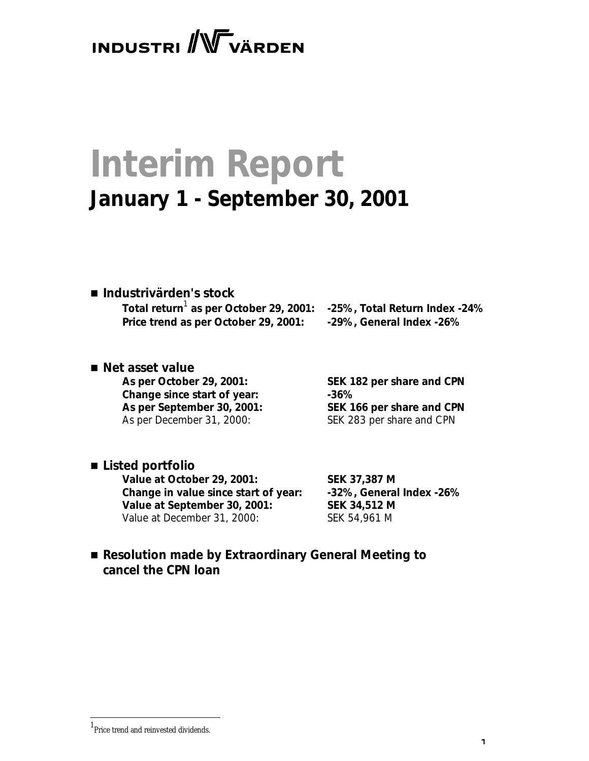INDUSTRI VÄRDEN

# Interim Report

## January 1 - September 30, 2001

- **Industrivärden's stock**

| | |
|---|---|
| **Total return[1] as per October 29, 2001:** | **-25%, Total Return Index -24%** |
| **Price trend as per October 29, 2001:** | **-29%, General Index -26%** |

- **Net asset value**

| | |
|---|---|
| **As per October 29, 2001:** | **SEK 182 per share and CPN** |
| **Change since start of year:** | **-36%** |
| **As per September 30, 2001:** | **SEK 166 per share and CPN** |
| As per December 31, 2000: | SEK 283 per share and CPN |

- **Listed portfolio**

| | |
|---|---|
| **Value at October 29, 2001:** | **SEK 37,387 M** |
| **Change in value since start of year:** | **-32%, General Index -26%** |
| **Value at September 30, 2001:** | **SEK 34,512 M** |
| Value at December 31, 2000: | SEK 54,961 M |

- **Resolution made by Extraordinary General Meeting to cancel the CPN loan**

[1] Price trend and reinvested dividends.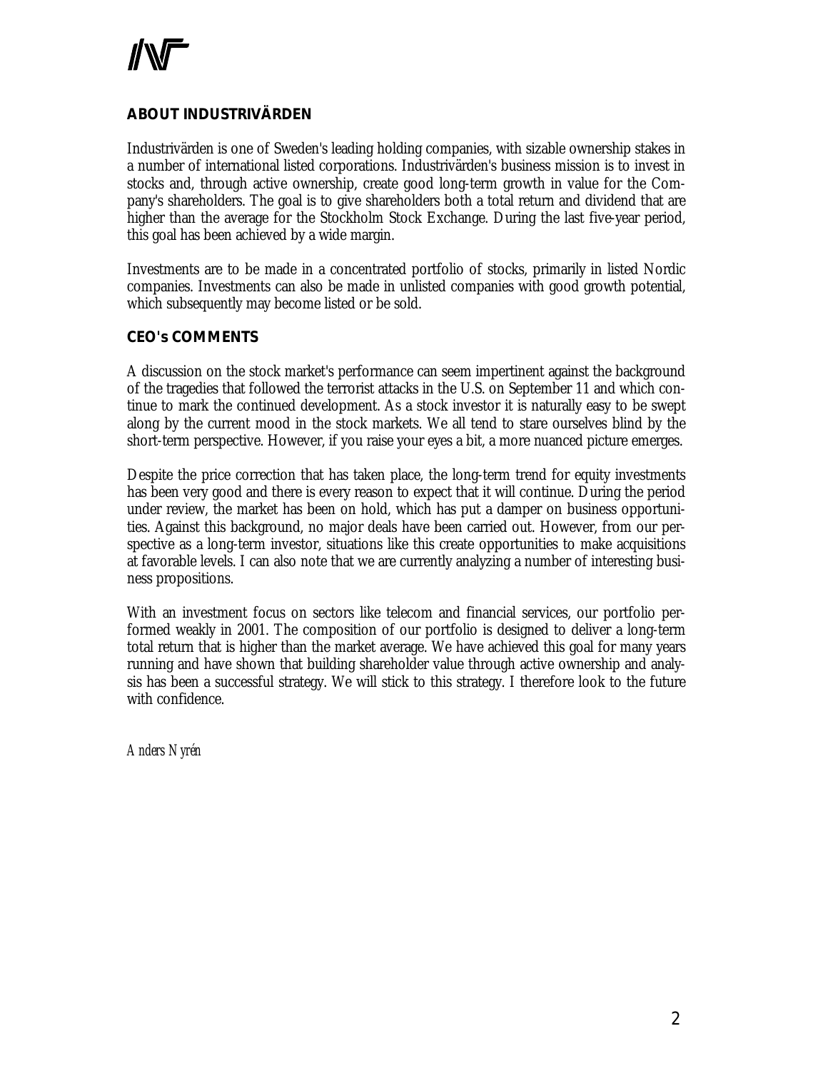## ABOUT INDUSTRIVÄRDEN

Industrivärden is one of Sweden's leading holding companies, with sizable ownership stakes in a number of international listed corporations. Industrivärden's business mission is to invest in stocks and, through active ownership, create good long-term growth in value for the Company's shareholders. The goal is to give shareholders both a total return and dividend that are higher than the average for the Stockholm Stock Exchange. During the last five-year period, this goal has been achieved by a wide margin.

Investments are to be made in a concentrated portfolio of stocks, primarily in listed Nordic companies. Investments can also be made in unlisted companies with good growth potential, which subsequently may become listed or be sold.

## CEO's COMMENTS

A discussion on the stock market's performance can seem impertinent against the background of the tragedies that followed the terrorist attacks in the U.S. on September 11 and which continue to mark the continued development. As a stock investor it is naturally easy to be swept along by the current mood in the stock markets. We all tend to stare ourselves blind by the short-term perspective. However, if you raise your eyes a bit, a more nuanced picture emerges.

Despite the price correction that has taken place, the long-term trend for equity investments has been very good and there is every reason to expect that it will continue. During the period under review, the market has been on hold, which has put a damper on business opportunities. Against this background, no major deals have been carried out. However, from our perspective as a long-term investor, situations like this create opportunities to make acquisitions at favorable levels. I can also note that we are currently analyzing a number of interesting business propositions.

With an investment focus on sectors like telecom and financial services, our portfolio performed weakly in 2001. The composition of our portfolio is designed to deliver a long-term total return that is higher than the market average. We have achieved this goal for many years running and have shown that building shareholder value through active ownership and analysis has been a successful strategy. We will stick to this strategy. I therefore look to the future with confidence.

*Anders Nyrén*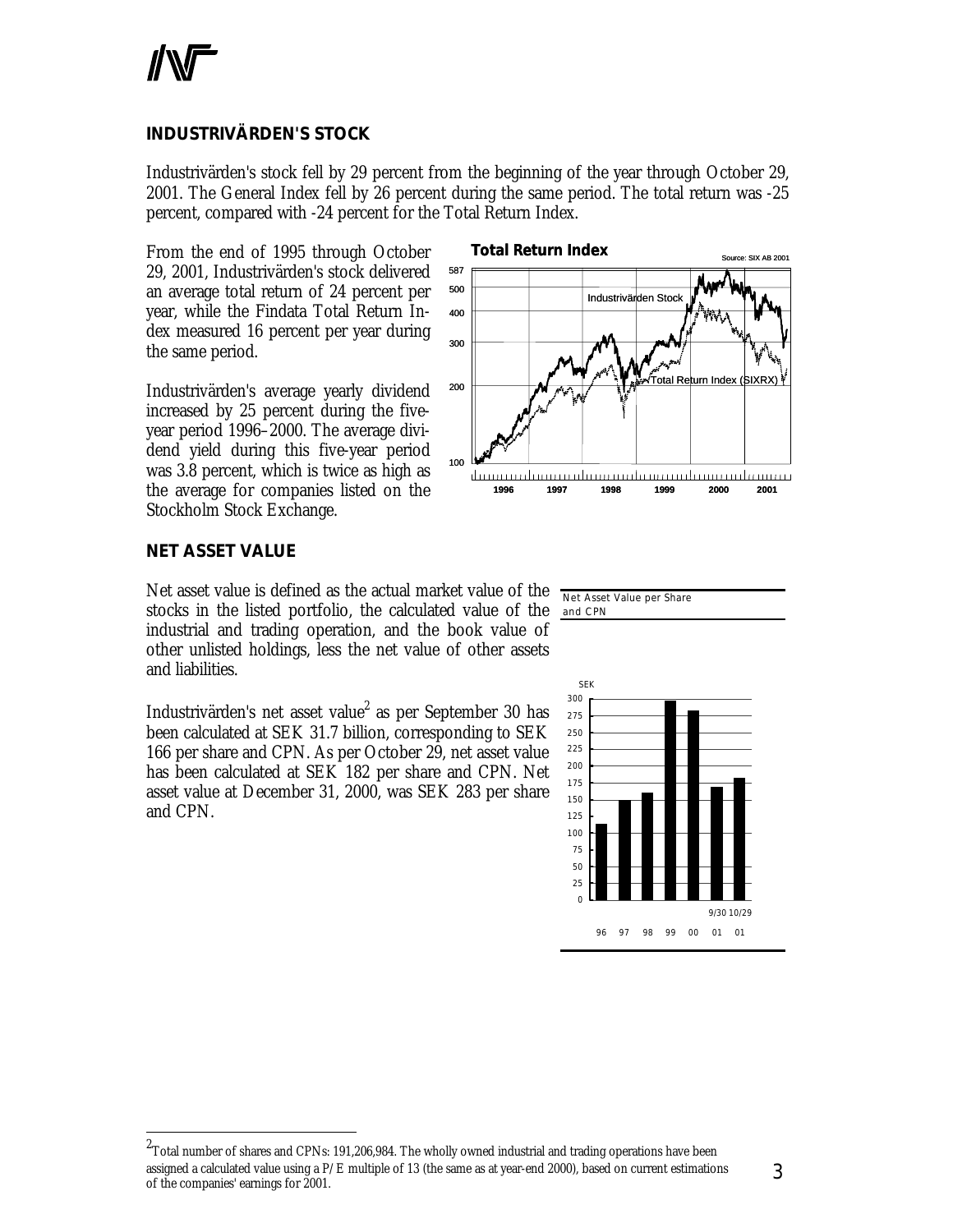## INDUSTRIVÄRDEN'S STOCK

Industrivärden's stock fell by 29 percent from the beginning of the year through October 29, 2001. The General Index fell by 26 percent during the same period. The total return was -25 percent, compared with -24 percent for the Total Return Index.

From the end of 1995 through October 29, 2001, Industrivärden's stock delivered an average total return of 24 percent per year, while the Findata Total Return Index measured 16 percent per year during the same period.

Industrivärden's average yearly dividend increased by 25 percent during the five-year period 1996–2000. The average dividend yield during this five-year period was 3.8 percent, which is twice as high as the average for companies listed on the Stockholm Stock Exchange.

## NET ASSET VALUE

Net asset value is defined as the actual market value of the stocks in the listed portfolio, the calculated value of the industrial and trading operation, and the book value of other unlisted holdings, less the net value of other assets and liabilities.

Industrivärden's net asset value[2] as per September 30 has been calculated at SEK 31.7 billion, corresponding to SEK 166 per share and CPN. As per October 29, net asset value has been calculated at SEK 182 per share and CPN. Net asset value at December 31, 2000, was SEK 283 per share and CPN.

[2] Total number of shares and CPNs: 191,206,984. The wholly owned industrial and trading operations have been assigned a calculated value using a P/E multiple of 13 (the same as at year-end 2000), based on current estimations of the companies' earnings for 2001.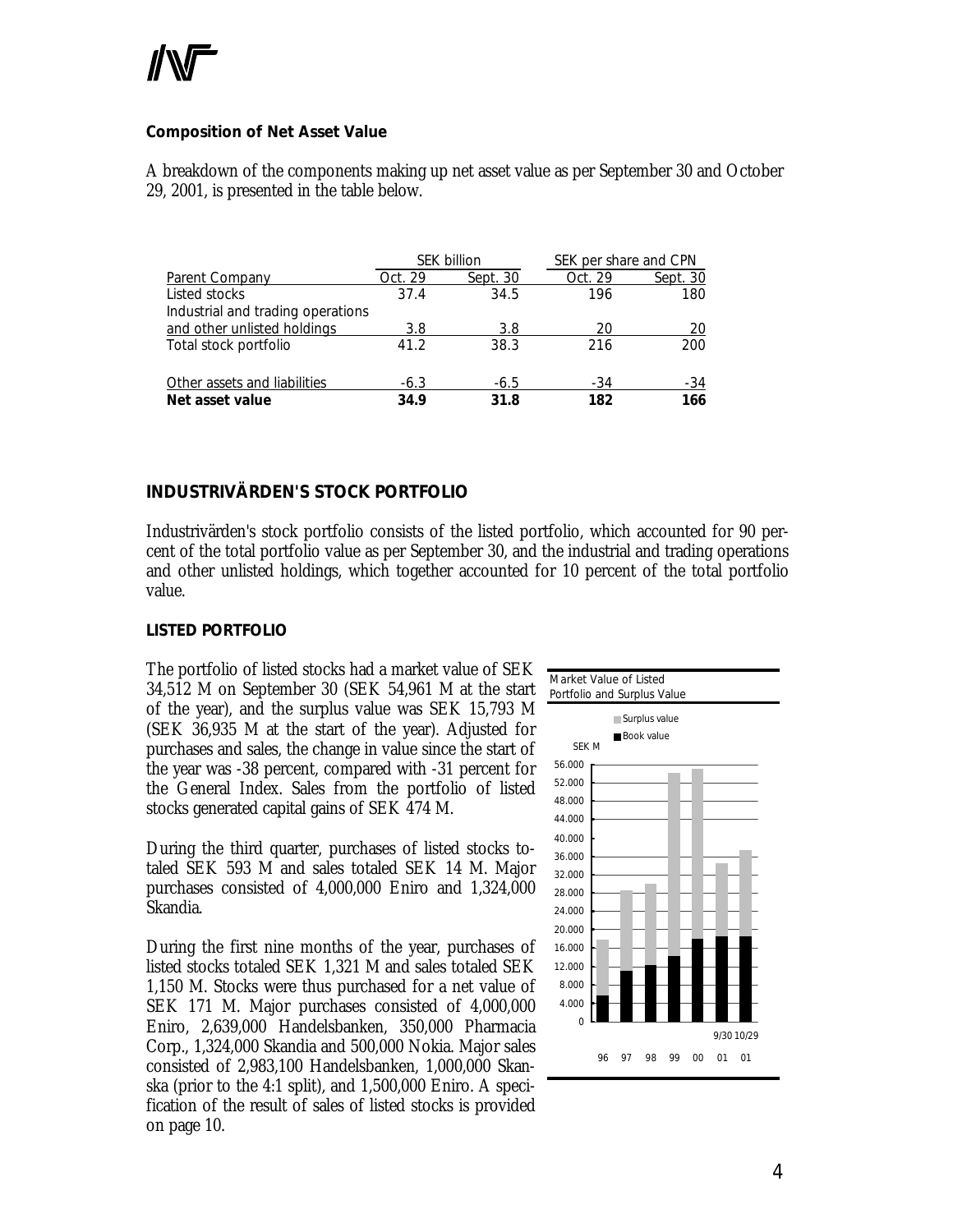## Composition of Net Asset Value

A breakdown of the components making up net asset value as per September 30 and October 29, 2001, is presented in the table below.

| | SEK billion | | SEK per share and CPN | |
|---|---|---|---|---|
| Parent Company | Oct. 29 | Sept. 30 | Oct. 29 | Sept. 30 |
| Listed stocks | 37.4 | 34.5 | 196 | 180 |
| Industrial and trading operations and other unlisted holdings | 3.8 | 3.8 | 20 | 20 |
| Total stock portfolio | 41.2 | 38.3 | 216 | 200 |
| Other assets and liabilities | -6.3 | -6.5 | -34 | -34 |
| **Net asset value** | **34.9** | **31.8** | **182** | **166** |

## INDUSTRIVÄRDEN'S STOCK PORTFOLIO

Industrivärden's stock portfolio consists of the listed portfolio, which accounted for 90 percent of the total portfolio value as per September 30, and the industrial and trading operations and other unlisted holdings, which together accounted for 10 percent of the total portfolio value.

### LISTED PORTFOLIO

The portfolio of listed stocks had a market value of SEK 34,512 M on September 30 (SEK 54,961 M at the start of the year), and the surplus value was SEK 15,793 M (SEK 36,935 M at the start of the year). Adjusted for purchases and sales, the change in value since the start of the year was -38 percent, compared with -31 percent for the General Index. Sales from the portfolio of listed stocks generated capital gains of SEK 474 M.

During the third quarter, purchases of listed stocks totaled SEK 593 M and sales totaled SEK 14 M. Major purchases consisted of 4,000,000 Eniro and 1,324,000 Skandia.

During the first nine months of the year, purchases of listed stocks totaled SEK 1,321 M and sales totaled SEK 1,150 M. Stocks were thus purchased for a net value of SEK 171 M. Major purchases consisted of 4,000,000 Eniro, 2,639,000 Handelsbanken, 350,000 Pharmacia Corp., 1,324,000 Skandia and 500,000 Nokia. Major sales consisted of 2,983,100 Handelsbanken, 1,000,000 Skanska (prior to the 4:1 split), and 1,500,000 Eniro. A specification of the result of sales of listed stocks is provided on page 10.

Market Value of Listed Portfolio and Surplus Value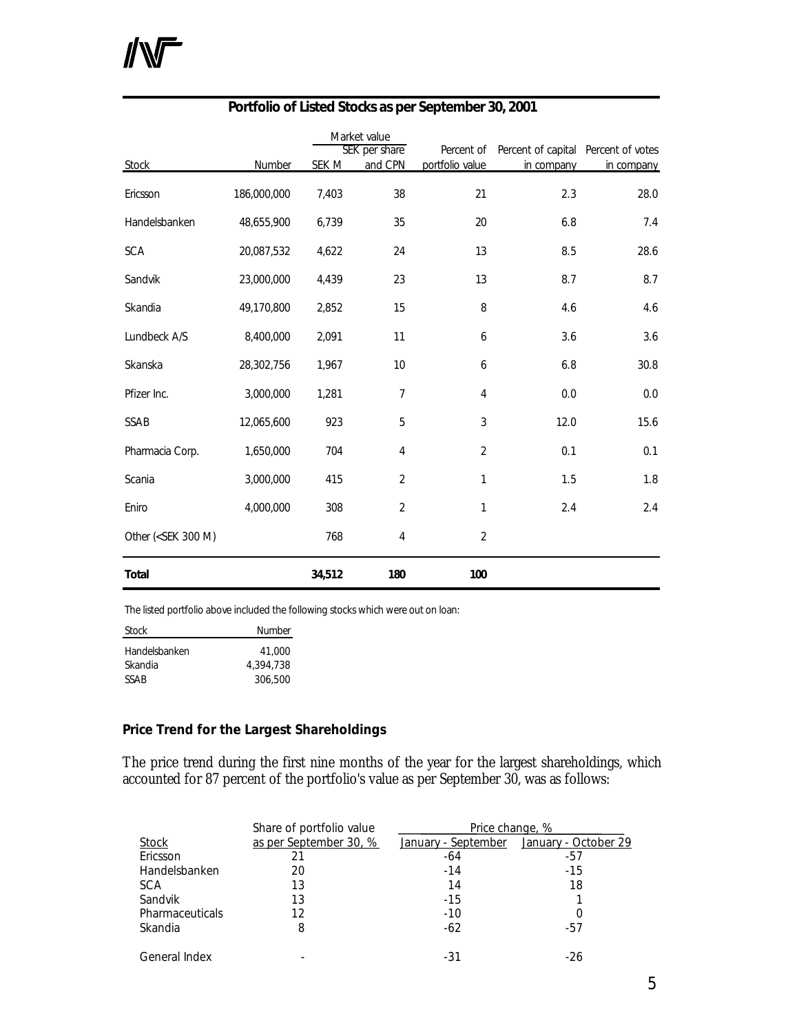## Portfolio of Listed Stocks as per September 30, 2001

| Stock | Number | Market value | | Percent of portfolio value | Percent of capital in company | Percent of votes in company |
|---|---|---|---|---|---|---|
| | | SEK M | SEK per share and CPN | | | |
| Ericsson | 186,000,000 | 7,403 | 38 | 21 | 2.3 | 28.0 |
| Handelsbanken | 48,655,900 | 6,739 | 35 | 20 | 6.8 | 7.4 |
| SCA | 20,087,532 | 4,622 | 24 | 13 | 8.5 | 28.6 |
| Sandvik | 23,000,000 | 4,439 | 23 | 13 | 8.7 | 8.7 |
| Skandia | 49,170,800 | 2,852 | 15 | 8 | 4.6 | 4.6 |
| Lundbeck A/S | 8,400,000 | 2,091 | 11 | 6 | 3.6 | 3.6 |
| Skanska | 28,302,756 | 1,967 | 10 | 6 | 6.8 | 30.8 |
| Pfizer Inc. | 3,000,000 | 1,281 | 7 | 4 | 0.0 | 0.0 |
| SSAB | 12,065,600 | 923 | 5 | 3 | 12.0 | 15.6 |
| Pharmacia Corp. | 1,650,000 | 704 | 4 | 2 | 0.1 | 0.1 |
| Scania | 3,000,000 | 415 | 2 | 1 | 1.5 | 1.8 |
| Eniro | 4,000,000 | 308 | 2 | 1 | 2.4 | 2.4 |
| Other (<SEK 300 M) | | 768 | 4 | 2 | | |
| **Total** | | **34,512** | **180** | **100** | | |

The listed portfolio above included the following stocks which were out on loan:

| Stock | Number |
|---|---|
| Handelsbanken | 41,000 |
| Skandia | 4,394,738 |
| SSAB | 306,500 |

### Price Trend for the Largest Shareholdings

The price trend during the first nine months of the year for the largest shareholdings, which accounted for 87 percent of the portfolio's value as per September 30, was as follows:

| Stock | Share of portfolio value as per September 30, % | Price change, % | |
|---|---|---|---|
| | | January - September | January - October 29 |
| Ericsson | 21 | -64 | -57 |
| Handelsbanken | 20 | -14 | -15 |
| SCA | 13 | 14 | 18 |
| Sandvik | 13 | -15 | 1 |
| Pharmaceuticals | 12 | -10 | 0 |
| Skandia | 8 | -62 | -57 |
| General Index | - | -31 | -26 |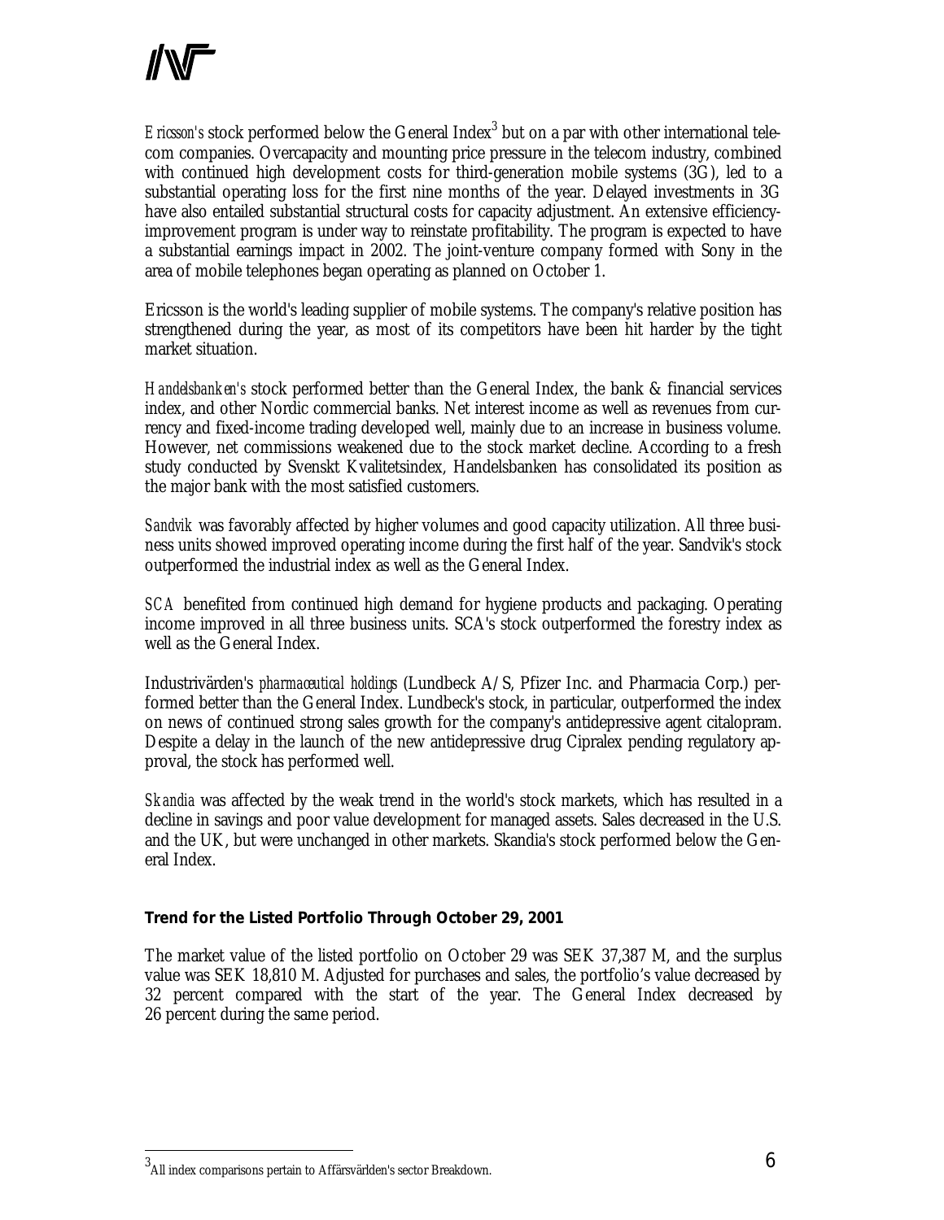*Ericsson's* stock performed below the General Index[3] but on a par with other international telecom companies. Overcapacity and mounting price pressure in the telecom industry, combined with continued high development costs for third-generation mobile systems (3G), led to a substantial operating loss for the first nine months of the year. Delayed investments in 3G have also entailed substantial structural costs for capacity adjustment. An extensive efficiency-improvement program is under way to reinstate profitability. The program is expected to have a substantial earnings impact in 2002. The joint-venture company formed with Sony in the area of mobile telephones began operating as planned on October 1.

Ericsson is the world's leading supplier of mobile systems. The company's relative position has strengthened during the year, as most of its competitors have been hit harder by the tight market situation.

*Handelsbanken's* stock performed better than the General Index, the bank & financial services index, and other Nordic commercial banks. Net interest income as well as revenues from currency and fixed-income trading developed well, mainly due to an increase in business volume. However, net commissions weakened due to the stock market decline. According to a fresh study conducted by Svenskt Kvalitetsindex, Handelsbanken has consolidated its position as the major bank with the most satisfied customers.

*Sandvik* was favorably affected by higher volumes and good capacity utilization. All three business units showed improved operating income during the first half of the year. Sandvik's stock outperformed the industrial index as well as the General Index.

*SCA* benefited from continued high demand for hygiene products and packaging. Operating income improved in all three business units. SCA's stock outperformed the forestry index as well as the General Index.

Industrivärden's *pharmaceutical holdings* (Lundbeck A/S, Pfizer Inc. and Pharmacia Corp.) performed better than the General Index. Lundbeck's stock, in particular, outperformed the index on news of continued strong sales growth for the company's antidepressive agent citalopram. Despite a delay in the launch of the new antidepressive drug Cipralex pending regulatory approval, the stock has performed well.

*Skandia* was affected by the weak trend in the world's stock markets, which has resulted in a decline in savings and poor value development for managed assets. Sales decreased in the U.S. and the UK, but were unchanged in other markets. Skandia's stock performed below the General Index.

**Trend for the Listed Portfolio Through October 29, 2001**

The market value of the listed portfolio on October 29 was SEK 37,387 M, and the surplus value was SEK 18,810 M. Adjusted for purchases and sales, the portfolio's value decreased by 32 percent compared with the start of the year. The General Index decreased by 26 percent during the same period.

[3] All index comparisons pertain to Affärsvärlden's sector Breakdown.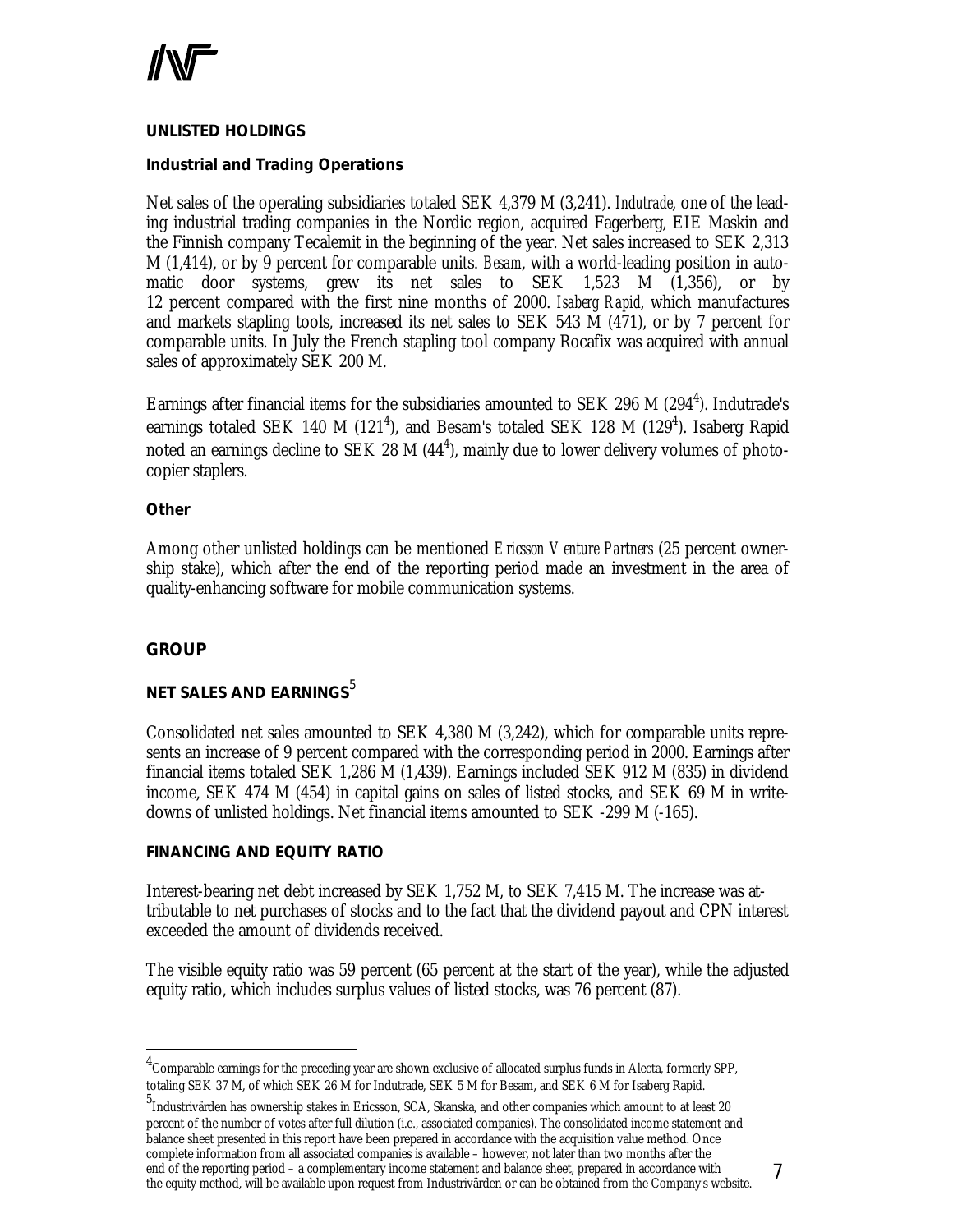## UNLISTED HOLDINGS

### Industrial and Trading Operations

Net sales of the operating subsidiaries totaled SEK 4,379 M (3,241). *Indutrade*, one of the leading industrial trading companies in the Nordic region, acquired Fagerberg, EIE Maskin and the Finnish company Tecalemit in the beginning of the year. Net sales increased to SEK 2,313 M (1,414), or by 9 percent for comparable units. *Besam*, with a world-leading position in automatic door systems, grew its net sales to SEK 1,523 M (1,356), or by 12 percent compared with the first nine months of 2000. *Isaberg Rapid*, which manufactures and markets stapling tools, increased its net sales to SEK 543 M (471), or by 7 percent for comparable units. In July the French stapling tool company Rocafix was acquired with annual sales of approximately SEK 200 M.

Earnings after financial items for the subsidiaries amounted to SEK 296 M (294[4]). Indutrade's earnings totaled SEK 140 M (121[4]), and Besam's totaled SEK 128 M (129[4]). Isaberg Rapid noted an earnings decline to SEK 28 M (44[4]), mainly due to lower delivery volumes of photocopier staplers.

### Other

Among other unlisted holdings can be mentioned *Ericsson Venture Partners* (25 percent ownership stake), which after the end of the reporting period made an investment in the area of quality-enhancing software for mobile communication systems.

## GROUP

### NET SALES AND EARNINGS[5]

Consolidated net sales amounted to SEK 4,380 M (3,242), which for comparable units represents an increase of 9 percent compared with the corresponding period in 2000. Earnings after financial items totaled SEK 1,286 M (1,439). Earnings included SEK 912 M (835) in dividend income, SEK 474 M (454) in capital gains on sales of listed stocks, and SEK 69 M in write-downs of unlisted holdings. Net financial items amounted to SEK -299 M (-165).

### FINANCING AND EQUITY RATIO

Interest-bearing net debt increased by SEK 1,752 M, to SEK 7,415 M. The increase was attributable to net purchases of stocks and to the fact that the dividend payout and CPN interest exceeded the amount of dividends received.

The visible equity ratio was 59 percent (65 percent at the start of the year), while the adjusted equity ratio, which includes surplus values of listed stocks, was 76 percent (87).

---

[4] Comparable earnings for the preceding year are shown exclusive of allocated surplus funds in Alecta, formerly SPP, totaling SEK 37 M, of which SEK 26 M for Indutrade, SEK 5 M for Besam, and SEK 6 M for Isaberg Rapid.

[5] Industrivärden has ownership stakes in Ericsson, SCA, Skanska, and other companies which amount to at least 20 percent of the number of votes after full dilution (i.e., associated companies). The consolidated income statement and balance sheet presented in this report have been prepared in accordance with the acquisition value method. Once complete information from all associated companies is available – however, not later than two months after the end of the reporting period – a complementary income statement and balance sheet, prepared in accordance with the equity method, will be available upon request from Industrivärden or can be obtained from the Company's website.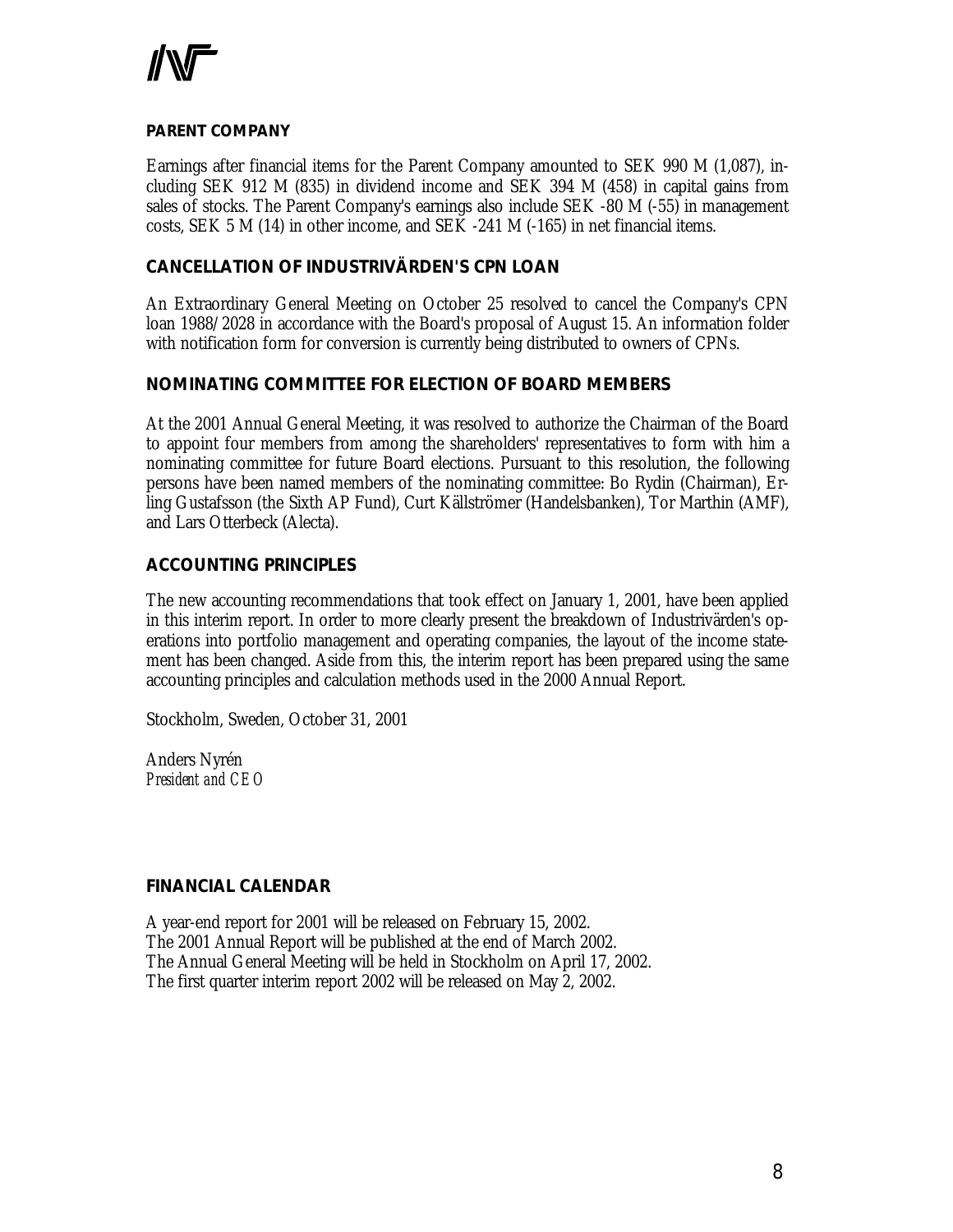## PARENT COMPANY

Earnings after financial items for the Parent Company amounted to SEK 990 M (1,087), including SEK 912 M (835) in dividend income and SEK 394 M (458) in capital gains from sales of stocks. The Parent Company's earnings also include SEK -80 M (-55) in management costs, SEK 5 M (14) in other income, and SEK -241 M (-165) in net financial items.

## CANCELLATION OF INDUSTRIVÄRDEN'S CPN LOAN

An Extraordinary General Meeting on October 25 resolved to cancel the Company's CPN loan 1988/2028 in accordance with the Board's proposal of August 15. An information folder with notification form for conversion is currently being distributed to owners of CPNs.

## NOMINATING COMMITTEE FOR ELECTION OF BOARD MEMBERS

At the 2001 Annual General Meeting, it was resolved to authorize the Chairman of the Board to appoint four members from among the shareholders' representatives to form with him a nominating committee for future Board elections. Pursuant to this resolution, the following persons have been named members of the nominating committee: Bo Rydin (Chairman), Erling Gustafsson (the Sixth AP Fund), Curt Källströmer (Handelsbanken), Tor Marthin (AMF), and Lars Otterbeck (Alecta).

## ACCOUNTING PRINCIPLES

The new accounting recommendations that took effect on January 1, 2001, have been applied in this interim report. In order to more clearly present the breakdown of Industrivärden's operations into portfolio management and operating companies, the layout of the income statement has been changed. Aside from this, the interim report has been prepared using the same accounting principles and calculation methods used in the 2000 Annual Report.

Stockholm, Sweden, October 31, 2001

Anders Nyrén
*President and CEO*

## FINANCIAL CALENDAR

A year-end report for 2001 will be released on February 15, 2002.
The 2001 Annual Report will be published at the end of March 2002.
The Annual General Meeting will be held in Stockholm on April 17, 2002.
The first quarter interim report 2002 will be released on May 2, 2002.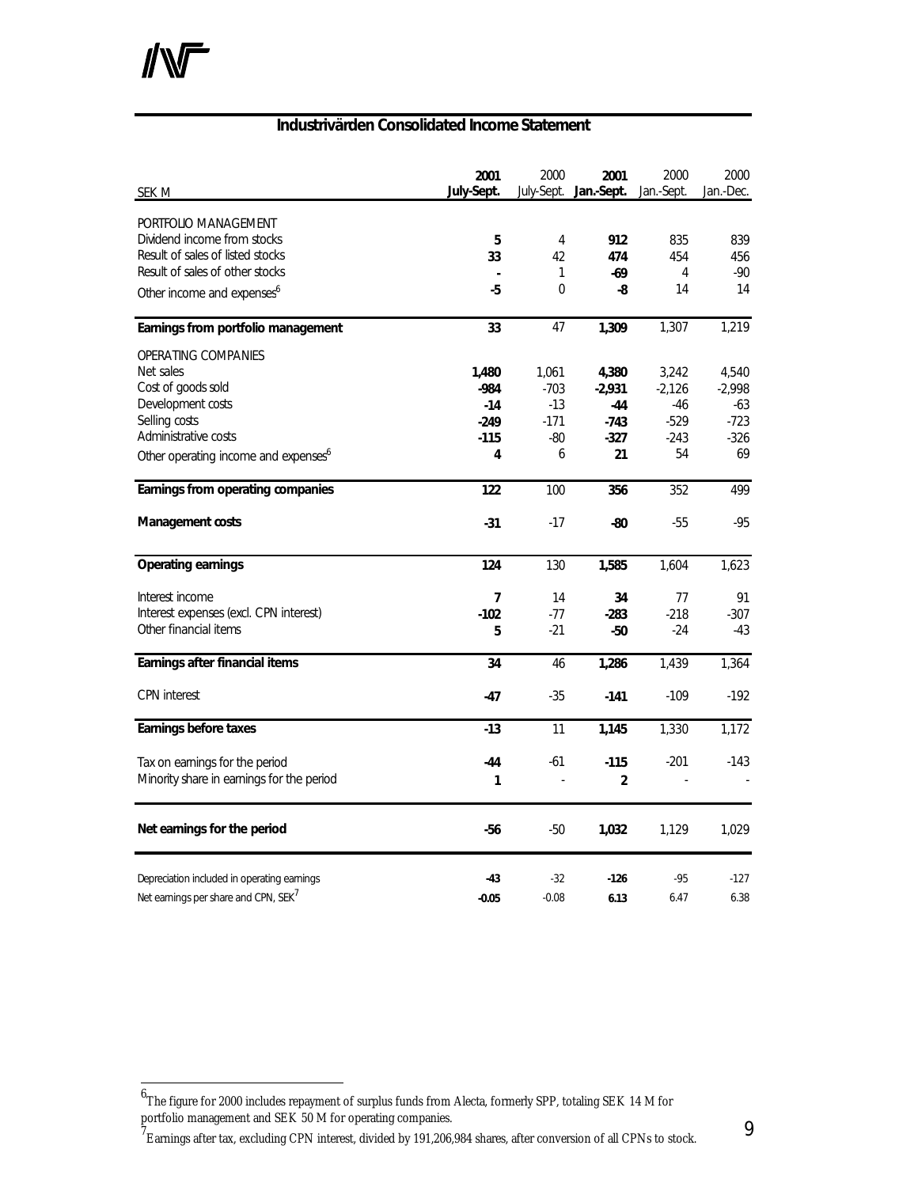## Industrivärden Consolidated Income Statement

| SEK M | 2001 July-Sept. | 2000 July-Sept. | 2001 Jan.-Sept. | 2000 Jan.-Sept. | 2000 Jan.-Dec. |
|---|---|---|---|---|---|
| PORTFOLIO MANAGEMENT | | | | | |
| Dividend income from stocks | **5** | 4 | **912** | 835 | 839 |
| Result of sales of listed stocks | **33** | 42 | **474** | 454 | 456 |
| Result of sales of other stocks | **-** | 1 | **-69** | 4 | -90 |
| Other income and expenses[6] | **-5** | 0 | **-8** | 14 | 14 |
| **Earnings from portfolio management** | **33** | 47 | **1,309** | 1,307 | 1,219 |
| OPERATING COMPANIES | | | | | |
| Net sales | **1,480** | 1,061 | **4,380** | 3,242 | 4,540 |
| Cost of goods sold | **-984** | -703 | **-2,931** | -2,126 | -2,998 |
| Development costs | **-14** | -13 | **-44** | -46 | -63 |
| Selling costs | **-249** | -171 | **-743** | -529 | -723 |
| Administrative costs | **-115** | -80 | **-327** | -243 | -326 |
| Other operating income and expenses[6] | **4** | 6 | **21** | 54 | 69 |
| **Earnings from operating companies** | **122** | 100 | **356** | 352 | 499 |
| **Management costs** | **-31** | -17 | **-80** | -55 | -95 |
| **Operating earnings** | **124** | 130 | **1,585** | 1,604 | 1,623 |
| Interest income | **7** | 14 | **34** | 77 | 91 |
| Interest expenses (excl. CPN interest) | **-102** | -77 | **-283** | -218 | -307 |
| Other financial items | **5** | -21 | **-50** | -24 | -43 |
| **Earnings after financial items** | **34** | 46 | **1,286** | 1,439 | 1,364 |
| CPN interest | **-47** | -35 | **-141** | -109 | -192 |
| **Earnings before taxes** | **-13** | 11 | **1,145** | 1,330 | 1,172 |
| Tax on earnings for the period | **-44** | -61 | **-115** | -201 | -143 |
| Minority share in earnings for the period | **1** | - | **2** | - | - |
| **Net earnings for the period** | **-56** | -50 | **1,032** | 1,129 | 1,029 |
| Depreciation included in operating earnings | **-43** | -32 | **-126** | -95 | -127 |
| Net earnings per share and CPN, SEK[7] | **-0.05** | -0.08 | **6.13** | 6.47 | 6.38 |

---

[6] The figure for 2000 includes repayment of surplus funds from Alecta, formerly SPP, totaling SEK 14 M for portfolio management and SEK 50 M for operating companies.

[7] Earnings after tax, excluding CPN interest, divided by 191,206,984 shares, after conversion of all CPNs to stock.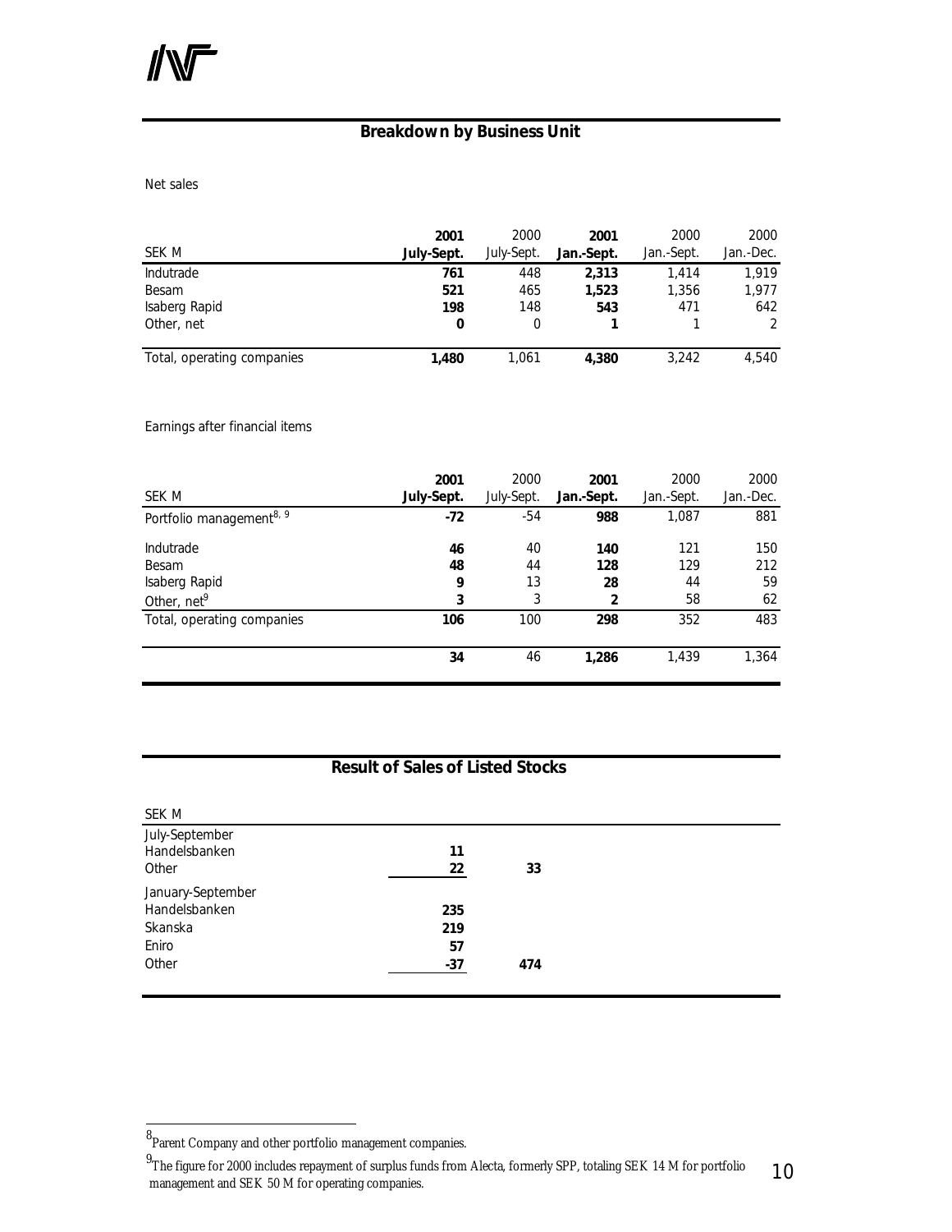## Breakdown by Business Unit

Net sales

| SEK M | 2001 July-Sept. | 2000 July-Sept. | 2001 Jan.-Sept. | 2000 Jan.-Sept. | 2000 Jan.-Dec. |
|---|---|---|---|---|---|
| Indutrade | **761** | 448 | **2,313** | 1,414 | 1,919 |
| Besam | **521** | 465 | **1,523** | 1,356 | 1,977 |
| Isaberg Rapid | **198** | 148 | **543** | 471 | 642 |
| Other, net | **0** | 0 | **1** | 1 | 2 |
| Total, operating companies | **1,480** | 1,061 | **4,380** | 3,242 | 4,540 |

Earnings after financial items

| SEK M | 2001 July-Sept. | 2000 July-Sept. | 2001 Jan.-Sept. | 2000 Jan.-Sept. | 2000 Jan.-Dec. |
|---|---|---|---|---|---|
| Portfolio management[8, 9] | **-72** | -54 | **988** | 1,087 | 881 |
| Indutrade | **46** | 40 | **140** | 121 | 150 |
| Besam | **48** | 44 | **128** | 129 | 212 |
| Isaberg Rapid | **9** | 13 | **28** | 44 | 59 |
| Other, net[9] | **3** | 3 | **2** | 58 | 62 |
| Total, operating companies | **106** | 100 | **298** | 352 | 483 |
| | **34** | 46 | **1,286** | 1,439 | 1,364 |

## Result of Sales of Listed Stocks

| SEK M | | |
|---|---|---|
| July-September | | |
| Handelsbanken | **11** | |
| Other | **22** | **33** |
| January-September | | |
| Handelsbanken | **235** | |
| Skanska | **219** | |
| Eniro | **57** | |
| Other | **-37** | **474** |

[8] Parent Company and other portfolio management companies.

[9] The figure for 2000 includes repayment of surplus funds from Alecta, formerly SPP, totaling SEK 14 M for portfolio management and SEK 50 M for operating companies.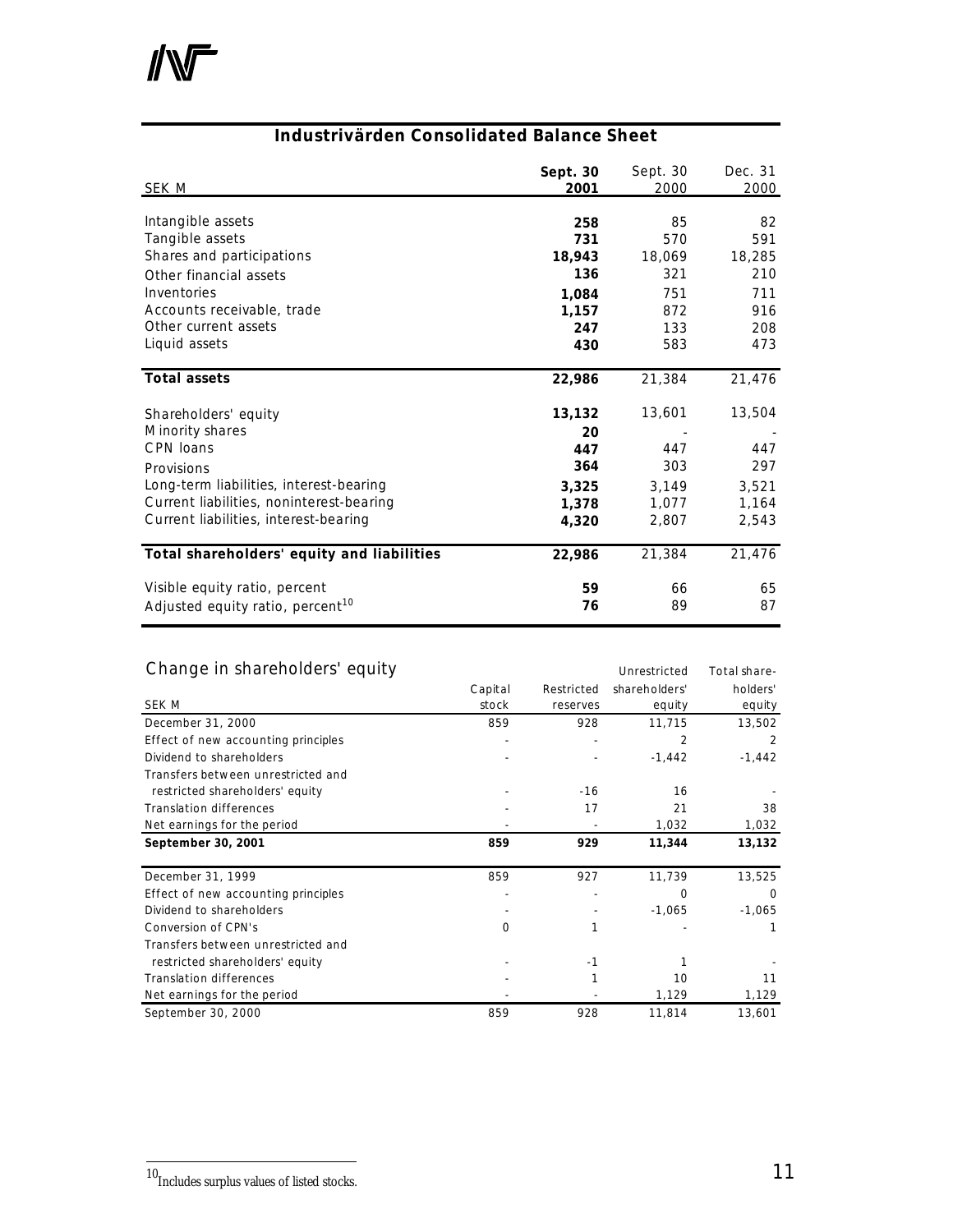## Industrivärden Consolidated Balance Sheet

| SEK M | **Sept. 30 2001** | Sept. 30 2000 | Dec. 31 2000 |
|---|---|---|---|
| Intangible assets | **258** | 85 | 82 |
| Tangible assets | **731** | 570 | 591 |
| Shares and participations | **18,943** | 18,069 | 18,285 |
| Other financial assets | **136** | 321 | 210 |
| Inventories | **1,084** | 751 | 711 |
| Accounts receivable, trade | **1,157** | 872 | 916 |
| Other current assets | **247** | 133 | 208 |
| Liquid assets | **430** | 583 | 473 |
| **Total assets** | **22,986** | 21,384 | 21,476 |
| Shareholders' equity | **13,132** | 13,601 | 13,504 |
| Minority shares | **20** | - | - |
| CPN loans | **447** | 447 | 447 |
| Provisions | **364** | 303 | 297 |
| Long-term liabilities, interest-bearing | **3,325** | 3,149 | 3,521 |
| Current liabilities, noninterest-bearing | **1,378** | 1,077 | 1,164 |
| Current liabilities, interest-bearing | **4,320** | 2,807 | 2,543 |
| **Total shareholders' equity and liabilities** | **22,986** | 21,384 | 21,476 |
| Visible equity ratio, percent | **59** | 66 | 65 |
| Adjusted equity ratio, percent[10] | **76** | 89 | 87 |

## Change in shareholders' equity

| SEK M | Capital stock | Restricted reserves | Unrestricted shareholders' equity | Total shareholders' equity |
|---|---|---|---|---|
| December 31, 2000 | 859 | 928 | 11,715 | 13,502 |
| Effect of new accounting principles | - | - | 2 | 2 |
| Dividend to shareholders | - | - | -1,442 | -1,442 |
| Transfers between unrestricted and restricted shareholders' equity | - | -16 | 16 | - |
| Translation differences | - | 17 | 21 | 38 |
| Net earnings for the period | - | - | 1,032 | 1,032 |
| **September 30, 2001** | **859** | **929** | **11,344** | **13,132** |
| December 31, 1999 | 859 | 927 | 11,739 | 13,525 |
| Effect of new accounting principles | - | - | 0 | 0 |
| Dividend to shareholders | - | - | -1,065 | -1,065 |
| Conversion of CPN's | 0 | 1 | - | 1 |
| Transfers between unrestricted and restricted shareholders' equity | - | -1 | 1 | - |
| Translation differences | - | 1 | 10 | 11 |
| Net earnings for the period | - | - | 1,129 | 1,129 |
| September 30, 2000 | 859 | 928 | 11,814 | 13,601 |

[10] Includes surplus values of listed stocks.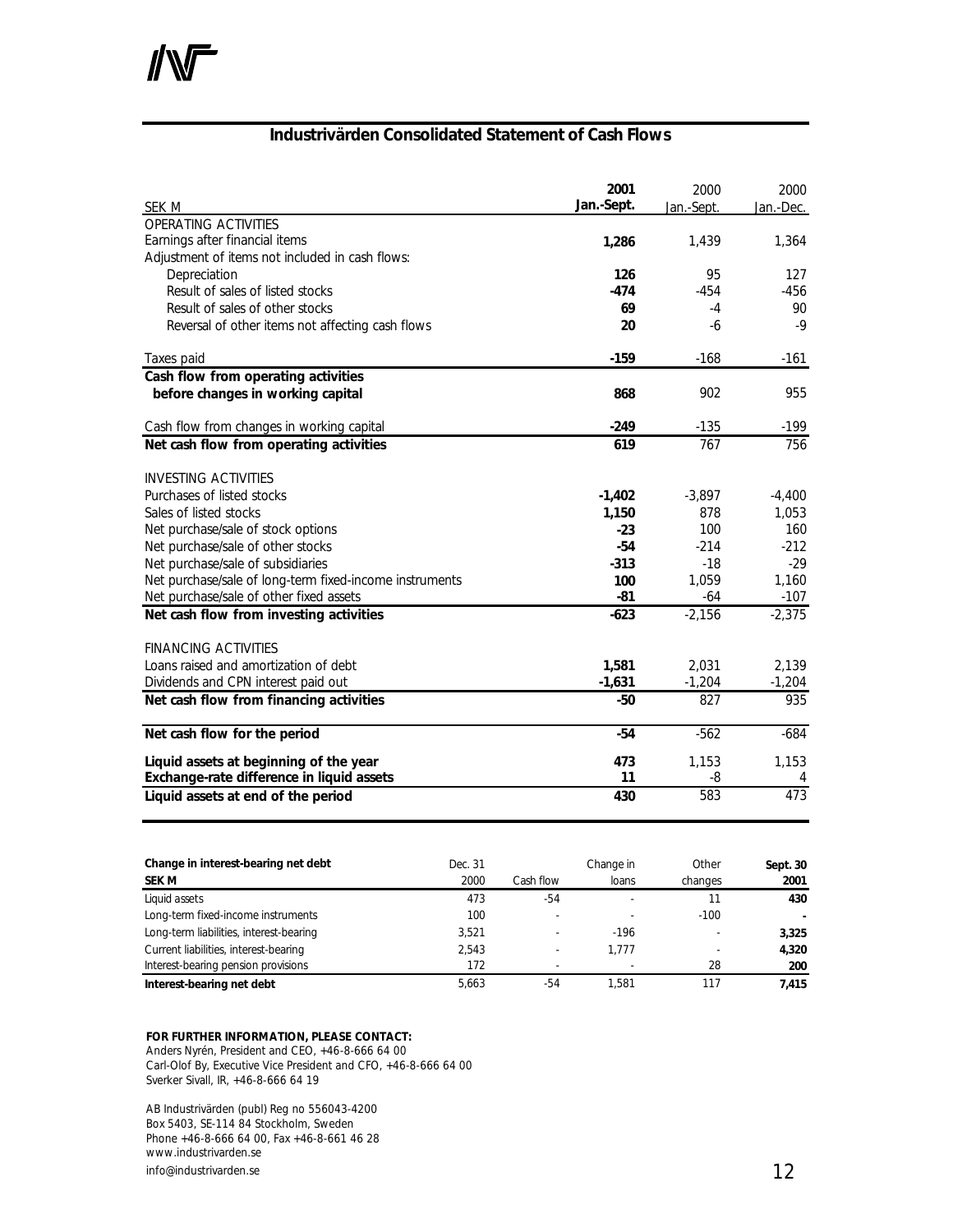## Industrivärden Consolidated Statement of Cash Flows

| SEK M | 2001 Jan.-Sept. | 2000 Jan.-Sept. | 2000 Jan.-Dec. |
|---|---|---|---|
| OPERATING ACTIVITIES | | | |
| Earnings after financial items | **1,286** | 1,439 | 1,364 |
| Adjustment of items not included in cash flows: | | | |
| Depreciation | **126** | 95 | 127 |
| Result of sales of listed stocks | **-474** | -454 | -456 |
| Result of sales of other stocks | **69** | -4 | 90 |
| Reversal of other items not affecting cash flows | **20** | -6 | -9 |
| Taxes paid | **-159** | -168 | -161 |
| **Cash flow from operating activities before changes in working capital** | **868** | 902 | 955 |
| Cash flow from changes in working capital | **-249** | -135 | -199 |
| **Net cash flow from operating activities** | **619** | 767 | 756 |
| INVESTING ACTIVITIES | | | |
| Purchases of listed stocks | **-1,402** | -3,897 | -4,400 |
| Sales of listed stocks | **1,150** | 878 | 1,053 |
| Net purchase/sale of stock options | **-23** | 100 | 160 |
| Net purchase/sale of other stocks | **-54** | -214 | -212 |
| Net purchase/sale of subsidiaries | **-313** | -18 | -29 |
| Net purchase/sale of long-term fixed-income instruments | **100** | 1,059 | 1,160 |
| Net purchase/sale of other fixed assets | **-81** | -64 | -107 |
| **Net cash flow from investing activities** | **-623** | -2,156 | -2,375 |
| FINANCING ACTIVITIES | | | |
| Loans raised and amortization of debt | **1,581** | 2,031 | 2,139 |
| Dividends and CPN interest paid out | **-1,631** | -1,204 | -1,204 |
| **Net cash flow from financing activities** | **-50** | 827 | 935 |
| **Net cash flow for the period** | **-54** | -562 | -684 |
| **Liquid assets at beginning of the year** | **473** | 1,153 | 1,153 |
| **Exchange-rate difference in liquid assets** | **11** | -8 | 4 |
| **Liquid assets at end of the period** | **430** | 583 | 473 |

| **Change in interest-bearing net debt SEK M** | Dec. 31 2000 | Cash flow | Change in loans | Other changes | **Sept. 30 2001** |
|---|---|---|---|---|---|
| Liquid assets | 473 | -54 | - | 11 | **430** |
| Long-term fixed-income instruments | 100 | - | - | -100 | **-** |
| Long-term liabilities, interest-bearing | 3,521 | - | -196 | - | **3,325** |
| Current liabilities, interest-bearing | 2,543 | - | 1,777 | - | **4,320** |
| Interest-bearing pension provisions | 172 | - | - | 28 | **200** |
| **Interest-bearing net debt** | 5,663 | -54 | 1,581 | 117 | **7,415** |

**FOR FURTHER INFORMATION, PLEASE CONTACT:**

Anders Nyrén, President and CEO, +46-8-666 64 00
Carl-Olof By, Executive Vice President and CFO, +46-8-666 64 00
Sverker Sivall, IR, +46-8-666 64 19

AB Industrivärden (publ) Reg no 556043-4200
Box 5403, SE-114 84 Stockholm, Sweden
Phone +46-8-666 64 00, Fax +46-8-661 46 28
www.industrivarden.se
info@industrivarden.se